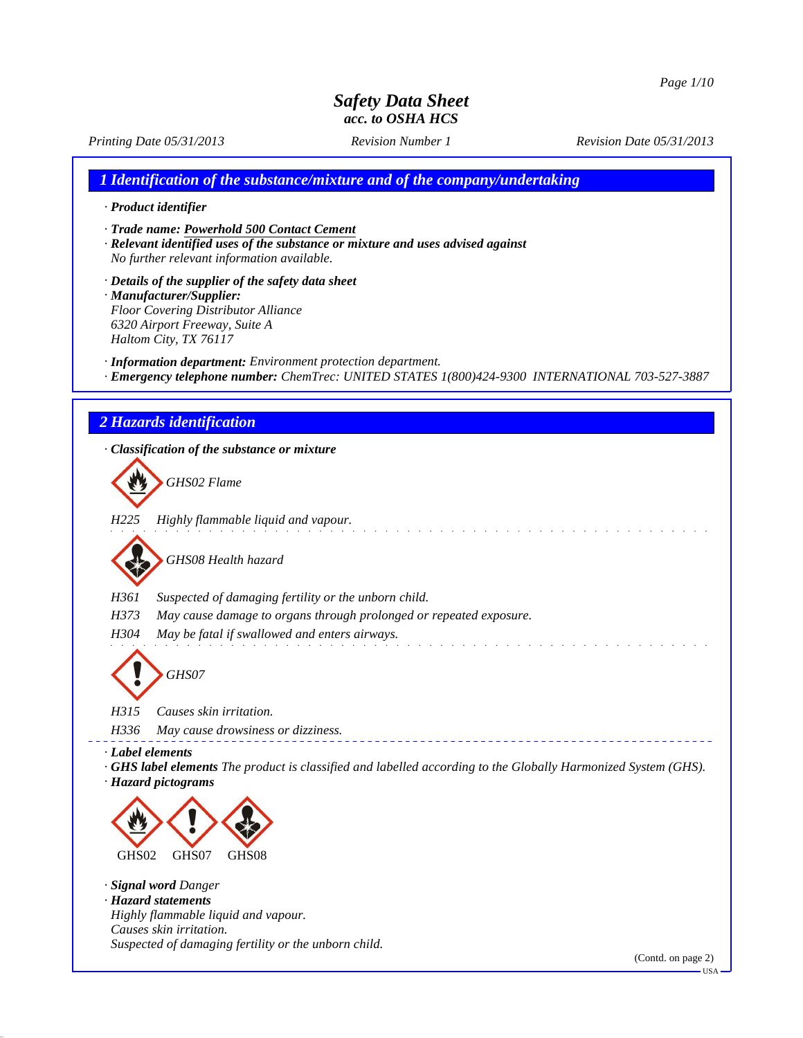# Safety Data Sheet
## acc. to OSHA HCS

Printing Date 05/31/2013 Revision Number 1 Revision Date 05/31/2013

## 1 Identification of the substance/mixture and of the company/undertaking

· **Product identifier**

· **Trade name: Powerhold 500 Contact Cement**

· **Relevant identified uses of the substance or mixture and uses advised against**
No further relevant information available.

· **Details of the supplier of the safety data sheet**

· **Manufacturer/Supplier:**
Floor Covering Distributor Alliance
6320 Airport Freeway, Suite A
Haltom City, TX 76117

· **Information department:** Environment protection department.

· **Emergency telephone number:** ChemTrec: UNITED STATES 1(800)424-9300 INTERNATIONAL 703-527-3887

## 2 Hazards identification

· **Classification of the substance or mixture**

GHS02 Flame

H225 Highly flammable liquid and vapour.

GHS08 Health hazard

H361 Suspected of damaging fertility or the unborn child.

H373 May cause damage to organs through prolonged or repeated exposure.

H304 May be fatal if swallowed and enters airways.

GHS07

H315 Causes skin irritation.

H336 May cause drowsiness or dizziness.

· **Label elements**

· **GHS label elements** The product is classified and labelled according to the Globally Harmonized System (GHS).

· **Hazard pictograms**

GHS02 GHS07 GHS08

· **Signal word** Danger

· **Hazard statements**
Highly flammable liquid and vapour.
Causes skin irritation.
Suspected of damaging fertility or the unborn child.

(Contd. on page 2)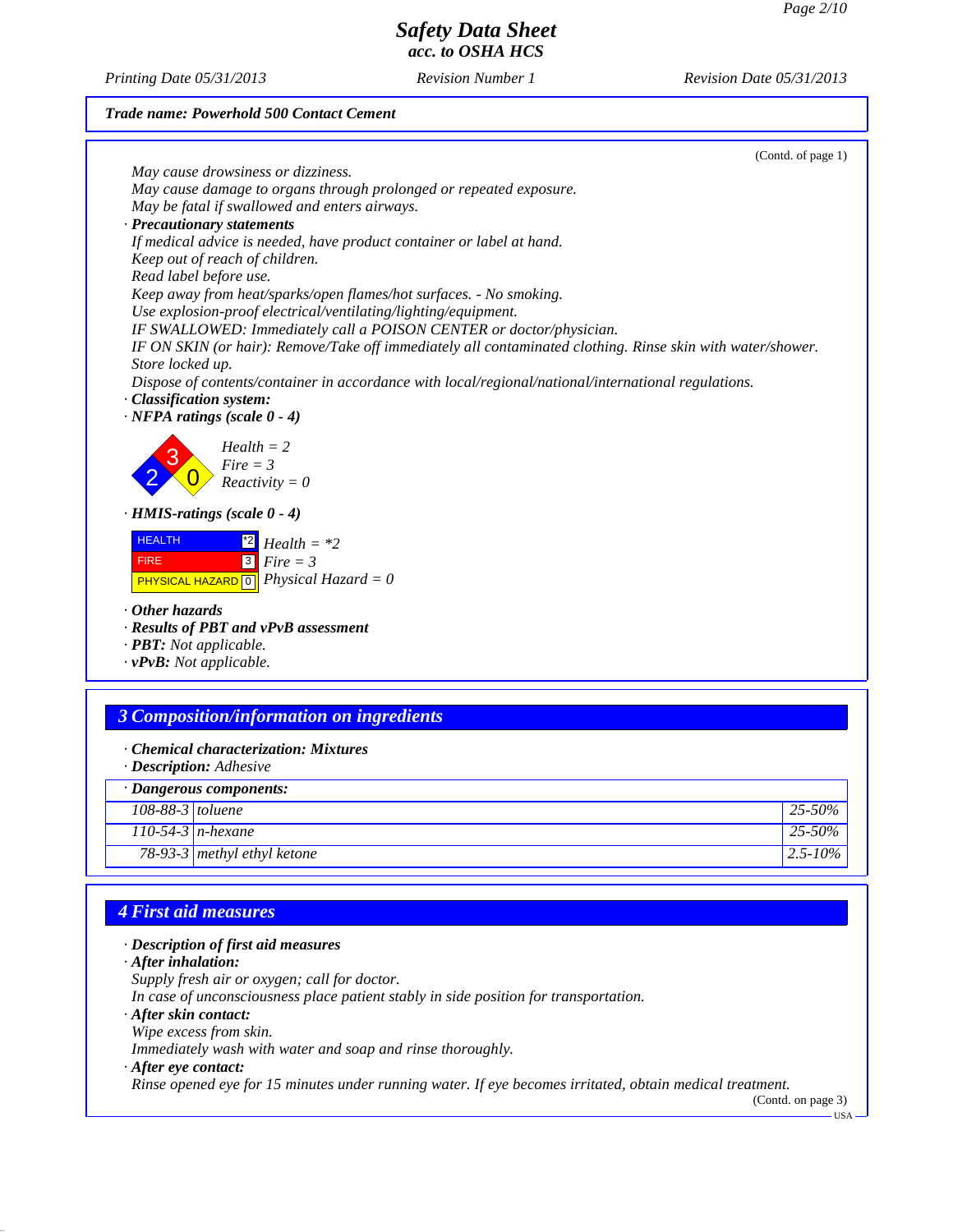Safety Data Sheet
acc. to OSHA HCS

Printing Date 05/31/2013 Revision Number 1 Revision Date 05/31/2013

**Trade name: Powerhold 500 Contact Cement**

(Contd. of page 1)

*May cause drowsiness or dizziness.*
*May cause damage to organs through prolonged or repeated exposure.*
*May be fatal if swallowed and enters airways.*

· ***Precautionary statements***
*If medical advice is needed, have product container or label at hand.*
*Keep out of reach of children.*
*Read label before use.*
*Keep away from heat/sparks/open flames/hot surfaces. - No smoking.*
*Use explosion-proof electrical/ventilating/lighting/equipment.*
*IF SWALLOWED: Immediately call a POISON CENTER or doctor/physician.*
*IF ON SKIN (or hair): Remove/Take off immediately all contaminated clothing. Rinse skin with water/shower.*
*Store locked up.*
*Dispose of contents/container in accordance with local/regional/national/international regulations.*

· ***Classification system:***
· ***NFPA ratings (scale 0 - 4)***

*Health = 2*
*Fire = 3*
*Reactivity = 0*

· ***HMIS-ratings (scale 0 - 4)***

| | |
|---|---|
| HEALTH | *2 |
| FIRE | 3 |
| PHYSICAL HAZARD | 0 |

*Health = *2*
*Fire = 3*
*Physical Hazard = 0*

· ***Other hazards***
· ***Results of PBT and vPvB assessment***
· ***PBT:*** *Not applicable.*
· ***vPvB:*** *Not applicable.*

## 3 Composition/information on ingredients

· ***Chemical characterization: Mixtures***
· ***Description:*** *Adhesive*

| · Dangerous components: | | |
|---|---|---|
| 108-88-3 | toluene | 25-50% |
| 110-54-3 | n-hexane | 25-50% |
| 78-93-3 | methyl ethyl ketone | 2.5-10% |

## 4 First aid measures

· ***Description of first aid measures***
· ***After inhalation:***
*Supply fresh air or oxygen; call for doctor.*
*In case of unconsciousness place patient stably in side position for transportation.*
· ***After skin contact:***
*Wipe excess from skin.*
*Immediately wash with water and soap and rinse thoroughly.*
· ***After eye contact:***
*Rinse opened eye for 15 minutes under running water. If eye becomes irritated, obtain medical treatment.*

(Contd. on page 3)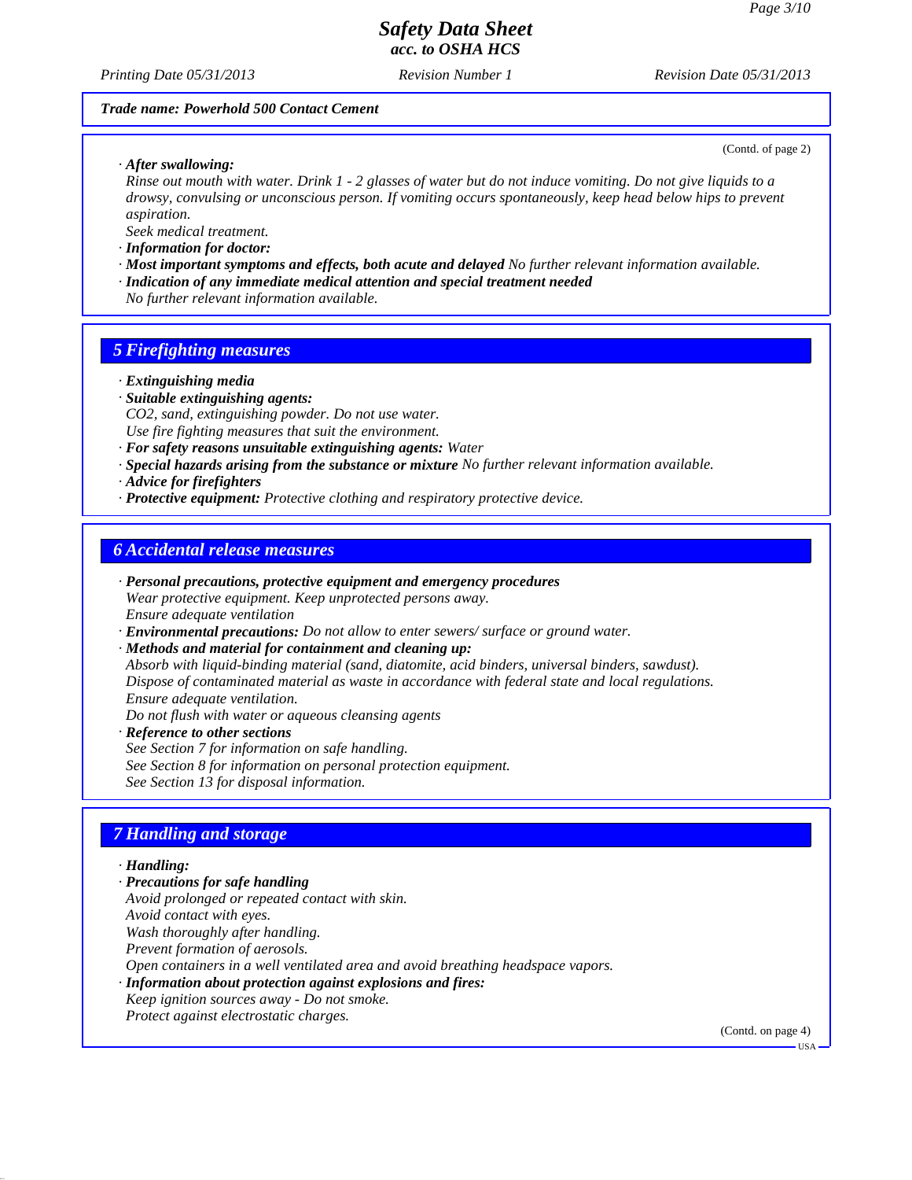Trade name: Powerhold 500 Contact Cement

(Contd. of page 2)

· **After swallowing:**
Rinse out mouth with water. Drink 1 - 2 glasses of water but do not induce vomiting. Do not give liquids to a drowsy, convulsing or unconscious person. If vomiting occurs spontaneously, keep head below hips to prevent aspiration.
Seek medical treatment.

· **Information for doctor:**

· **Most important symptoms and effects, both acute and delayed** No further relevant information available.

· **Indication of any immediate medical attention and special treatment needed**
No further relevant information available.

## 5 Firefighting measures

· **Extinguishing media**

· **Suitable extinguishing agents:**
$CO_2$, sand, extinguishing powder. Do not use water.
Use fire fighting measures that suit the environment.

· **For safety reasons unsuitable extinguishing agents:** Water

· **Special hazards arising from the substance or mixture** No further relevant information available.

· **Advice for firefighters**

· **Protective equipment:** Protective clothing and respiratory protective device.

## 6 Accidental release measures

· **Personal precautions, protective equipment and emergency procedures**
Wear protective equipment. Keep unprotected persons away.
Ensure adequate ventilation

· **Environmental precautions:** Do not allow to enter sewers/ surface or ground water.

· **Methods and material for containment and cleaning up:**
Absorb with liquid-binding material (sand, diatomite, acid binders, universal binders, sawdust).
Dispose of contaminated material as waste in accordance with federal state and local regulations.
Ensure adequate ventilation.
Do not flush with water or aqueous cleansing agents

· **Reference to other sections**
See Section 7 for information on safe handling.
See Section 8 for information on personal protection equipment.
See Section 13 for disposal information.

## 7 Handling and storage

· **Handling:**

· **Precautions for safe handling**
Avoid prolonged or repeated contact with skin.
Avoid contact with eyes.
Wash thoroughly after handling.
Prevent formation of aerosols.
Open containers in a well ventilated area and avoid breathing headspace vapors.

· **Information about protection against explosions and fires:**
Keep ignition sources away - Do not smoke.
Protect against electrostatic charges.

(Contd. on page 4)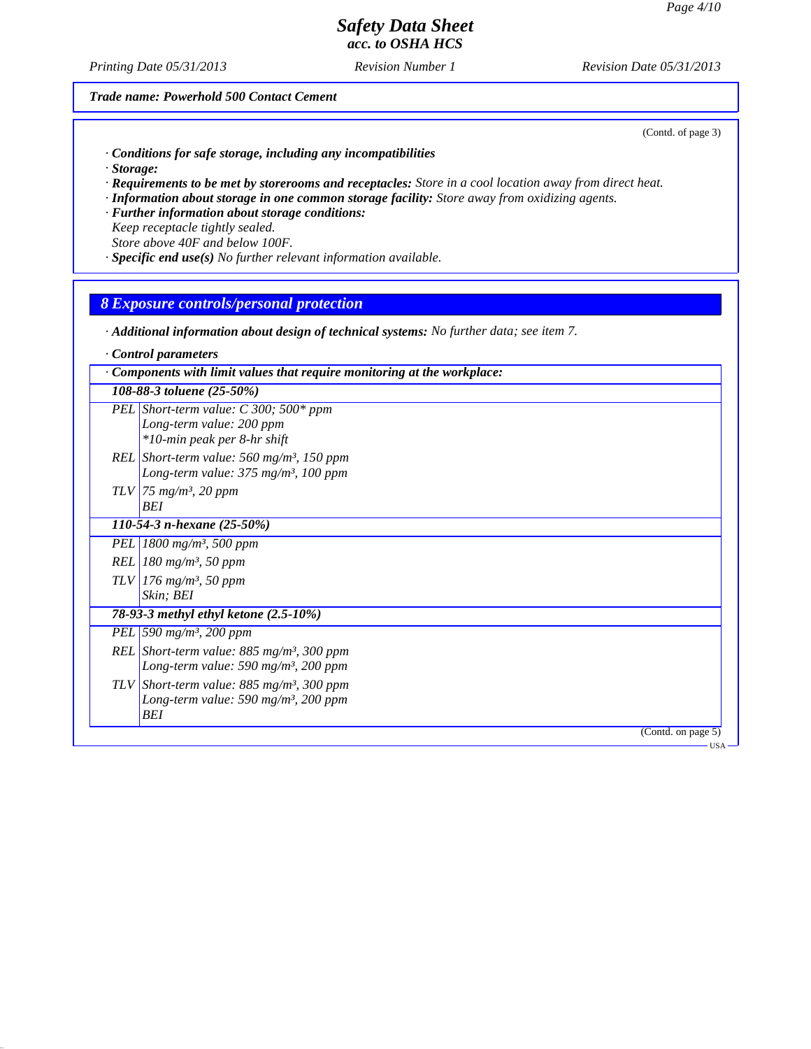**Trade name: Powerhold 500 Contact Cement**

(Contd. of page 3)

· **Conditions for safe storage, including any incompatibilities**
· **Storage:**
· **Requirements to be met by storerooms and receptacles:** Store in a cool location away from direct heat.
· **Information about storage in one common storage facility:** Store away from oxidizing agents.
· **Further information about storage conditions:**
Keep receptacle tightly sealed.
Store above 40F and below 100F.
· **Specific end use(s)** No further relevant information available.

## 8 Exposure controls/personal protection

· **Additional information about design of technical systems:** No further data; see item 7.

· **Control parameters**

| · Components with limit values that require monitoring at the workplace: | |
|---|---|
| **108-88-3 toluene (25-50%)** | |
| PEL | Short-term value: C 300; 500* ppm<br>Long-term value: 200 ppm<br>*10-min peak per 8-hr shift |
| REL | Short-term value: 560 mg/m³, 150 ppm<br>Long-term value: 375 mg/m³, 100 ppm |
| TLV | 75 mg/m³, 20 ppm<br>BEI |
| **110-54-3 n-hexane (25-50%)** | |
| PEL | 1800 mg/m³, 500 ppm |
| REL | 180 mg/m³, 50 ppm |
| TLV | 176 mg/m³, 50 ppm<br>Skin; BEI |
| **78-93-3 methyl ethyl ketone (2.5-10%)** | |
| PEL | 590 mg/m³, 200 ppm |
| REL | Short-term value: 885 mg/m³, 300 ppm<br>Long-term value: 590 mg/m³, 200 ppm |
| TLV | Short-term value: 885 mg/m³, 300 ppm<br>Long-term value: 590 mg/m³, 200 ppm<br>BEI |

(Contd. on page 5)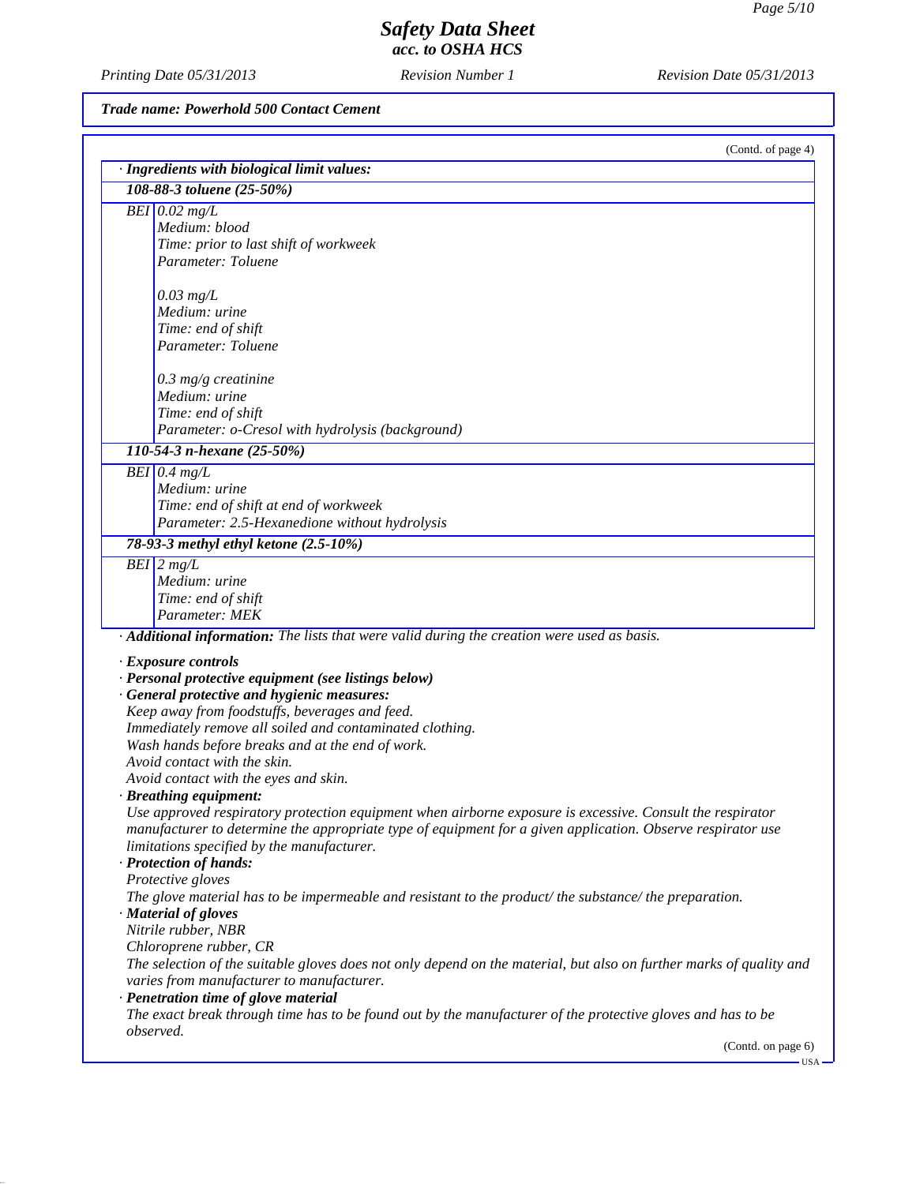**Trade name: Powerhold 500 Contact Cement**

(Contd. of page 4)

**· Ingredients with biological limit values:**

**108-88-3 toluene (25-50%)**

| | |
|---|---|
| BEI | 0.02 mg/L<br>Medium: blood<br>Time: prior to last shift of workweek<br>Parameter: Toluene<br><br>0.03 mg/L<br>Medium: urine<br>Time: end of shift<br>Parameter: Toluene<br><br>0.3 mg/g creatinine<br>Medium: urine<br>Time: end of shift<br>Parameter: o-Cresol with hydrolysis (background) |

**110-54-3 n-hexane (25-50%)**

| | |
|---|---|
| BEI | 0.4 mg/L<br>Medium: urine<br>Time: end of shift at end of workweek<br>Parameter: 2.5-Hexanedione without hydrolysis |

**78-93-3 methyl ethyl ketone (2.5-10%)**

| | |
|---|---|
| BEI | 2 mg/L<br>Medium: urine<br>Time: end of shift<br>Parameter: MEK |

· **Additional information:** The lists that were valid during the creation were used as basis.

· **Exposure controls**

· **Personal protective equipment (see listings below)**

· **General protective and hygienic measures:**

Keep away from foodstuffs, beverages and feed.
Immediately remove all soiled and contaminated clothing.
Wash hands before breaks and at the end of work.
Avoid contact with the skin.
Avoid contact with the eyes and skin.

· **Breathing equipment:**

Use approved respiratory protection equipment when airborne exposure is excessive. Consult the respirator manufacturer to determine the appropriate type of equipment for a given application. Observe respirator use limitations specified by the manufacturer.

· **Protection of hands:**

Protective gloves

The glove material has to be impermeable and resistant to the product/ the substance/ the preparation.

· **Material of gloves**

Nitrile rubber, NBR
Chloroprene rubber, CR

The selection of the suitable gloves does not only depend on the material, but also on further marks of quality and varies from manufacturer to manufacturer.

· **Penetration time of glove material**

The exact break through time has to be found out by the manufacturer of the protective gloves and has to be observed.

(Contd. on page 6)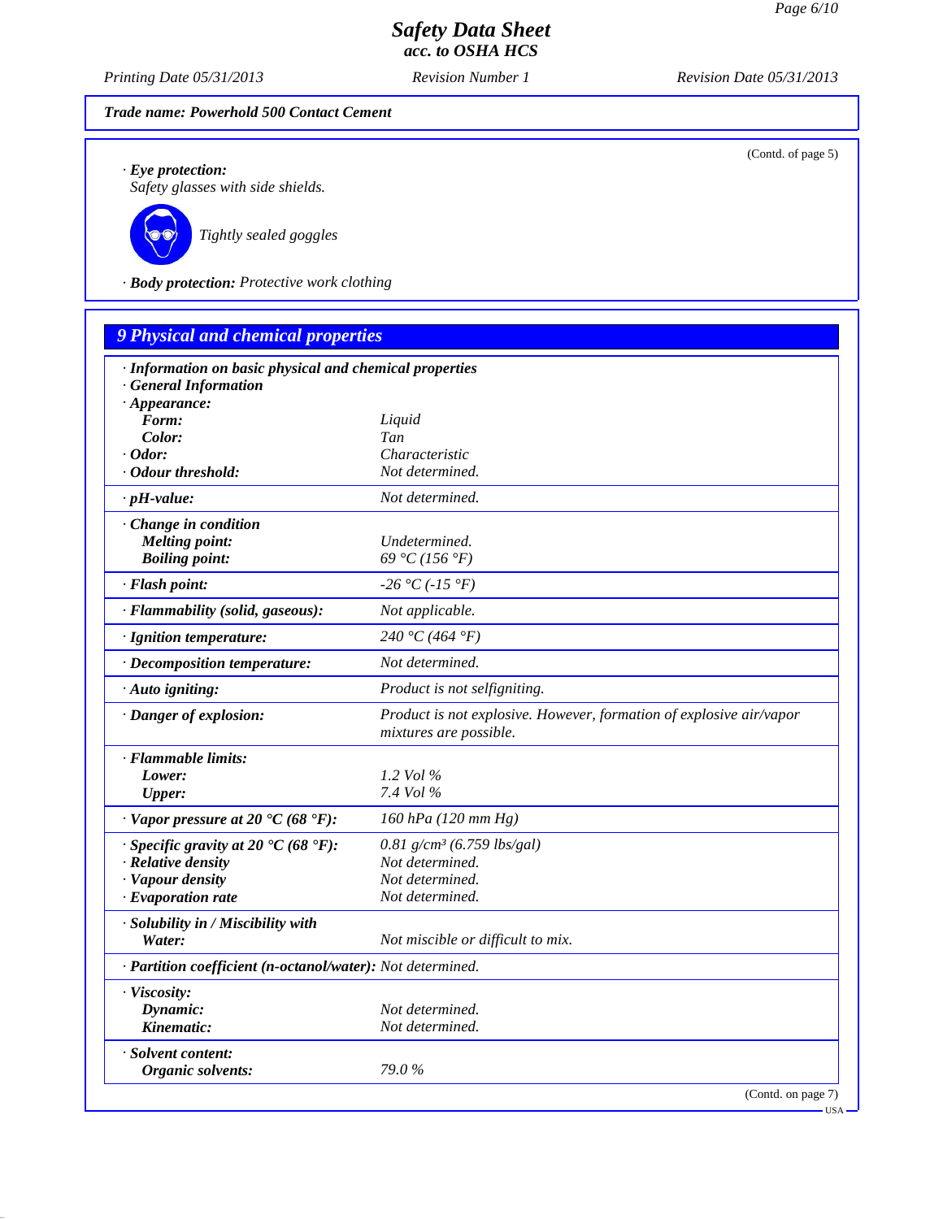**Trade name: Powerhold 500 Contact Cement**

(Contd. of page 5)

· **Eye protection:**
Safety glasses with side shields.

Tightly sealed goggles

· **Body protection:** Protective work clothing

## 9 Physical and chemical properties

| | |
|---|---|
| · **Information on basic physical and chemical properties** | |
| · **General Information** | |
| · **Appearance:** | |
| **Form:** | Liquid |
| **Color:** | Tan |
| · **Odor:** | Characteristic |
| · **Odour threshold:** | Not determined. |
| · **pH-value:** | Not determined. |
| · **Change in condition** | |
| **Melting point:** | Undetermined. |
| **Boiling point:** | 69 °C (156 °F) |
| · **Flash point:** | -26 °C (-15 °F) |
| · **Flammability (solid, gaseous):** | Not applicable. |
| · **Ignition temperature:** | 240 °C (464 °F) |
| · **Decomposition temperature:** | Not determined. |
| · **Auto igniting:** | Product is not selfigniting. |
| · **Danger of explosion:** | Product is not explosive. However, formation of explosive air/vapor mixtures are possible. |
| · **Flammable limits:** | |
| **Lower:** | 1.2 Vol % |
| **Upper:** | 7.4 Vol % |
| · **Vapor pressure at 20 °C (68 °F):** | 160 hPa (120 mm Hg) |
| · **Specific gravity at 20 °C (68 °F):** | 0.81 g/cm³ (6.759 lbs/gal) |
| · **Relative density** | Not determined. |
| · **Vapour density** | Not determined. |
| · **Evaporation rate** | Not determined. |
| · **Solubility in / Miscibility with** | |
| **Water:** | Not miscible or difficult to mix. |
| · **Partition coefficient (n-octanol/water):** | Not determined. |
| · **Viscosity:** | |
| **Dynamic:** | Not determined. |
| **Kinematic:** | Not determined. |
| · **Solvent content:** | |
| **Organic solvents:** | 79.0 % |

(Contd. on page 7)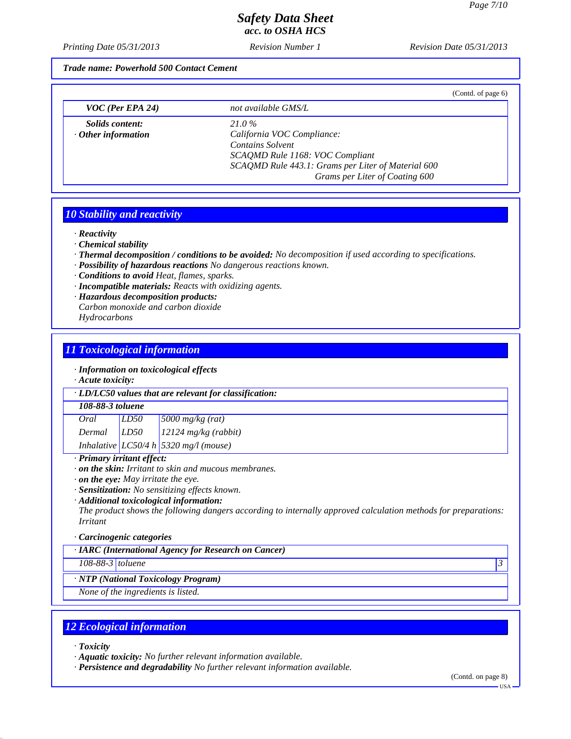*Trade name: Powerhold 500 Contact Cement*

(Contd. of page 6)

| | |
|---|---|
| **VOC (Per EPA 24)** | not available GMS/L |
| **Solids content:** | 21.0 % |
| **· Other information** | California VOC Compliance:<br>Contains Solvent<br>SCAQMD Rule 1168: VOC Compliant<br>SCAQMD Rule 443.1: Grams per Liter of Material 600<br>Grams per Liter of Coating 600 |

## 10 Stability and reactivity

- **Reactivity**
- **Chemical stability**
- **Thermal decomposition / conditions to be avoided:** No decomposition if used according to specifications.
- **Possibility of hazardous reactions** No dangerous reactions known.
- **Conditions to avoid** Heat, flames, sparks.
- **Incompatible materials:** Reacts with oxidizing agents.
- **Hazardous decomposition products:**
  Carbon monoxide and carbon dioxide
  Hydrocarbons

## 11 Toxicological information

- **Information on toxicological effects**
- **Acute toxicity:**

| · LD/LC50 values that are relevant for classification: | | |
|---|---|---|
| **108-88-3 toluene** | | |
| Oral | LD50 | 5000 mg/kg (rat) |
| Dermal | LD50 | 12124 mg/kg (rabbit) |
| Inhalative | LC50/4 h | 5320 mg/l (mouse) |

- **Primary irritant effect:**
- **on the skin:** Irritant to skin and mucous membranes.
- **on the eye:** May irritate the eye.
- **Sensitization:** No sensitizing effects known.
- **Additional toxicological information:**
  The product shows the following dangers according to internally approved calculation methods for preparations:
  Irritant

- **Carcinogenic categories**

| · IARC (International Agency for Research on Cancer) | | |
|---|---|---|
| 108-88-3 | toluene | 3 |

| · NTP (National Toxicology Program) |
|---|
| None of the ingredients is listed. |

## 12 Ecological information

- **Toxicity**
- **Aquatic toxicity:** No further relevant information available.
- **Persistence and degradability** No further relevant information available.

(Contd. on page 8)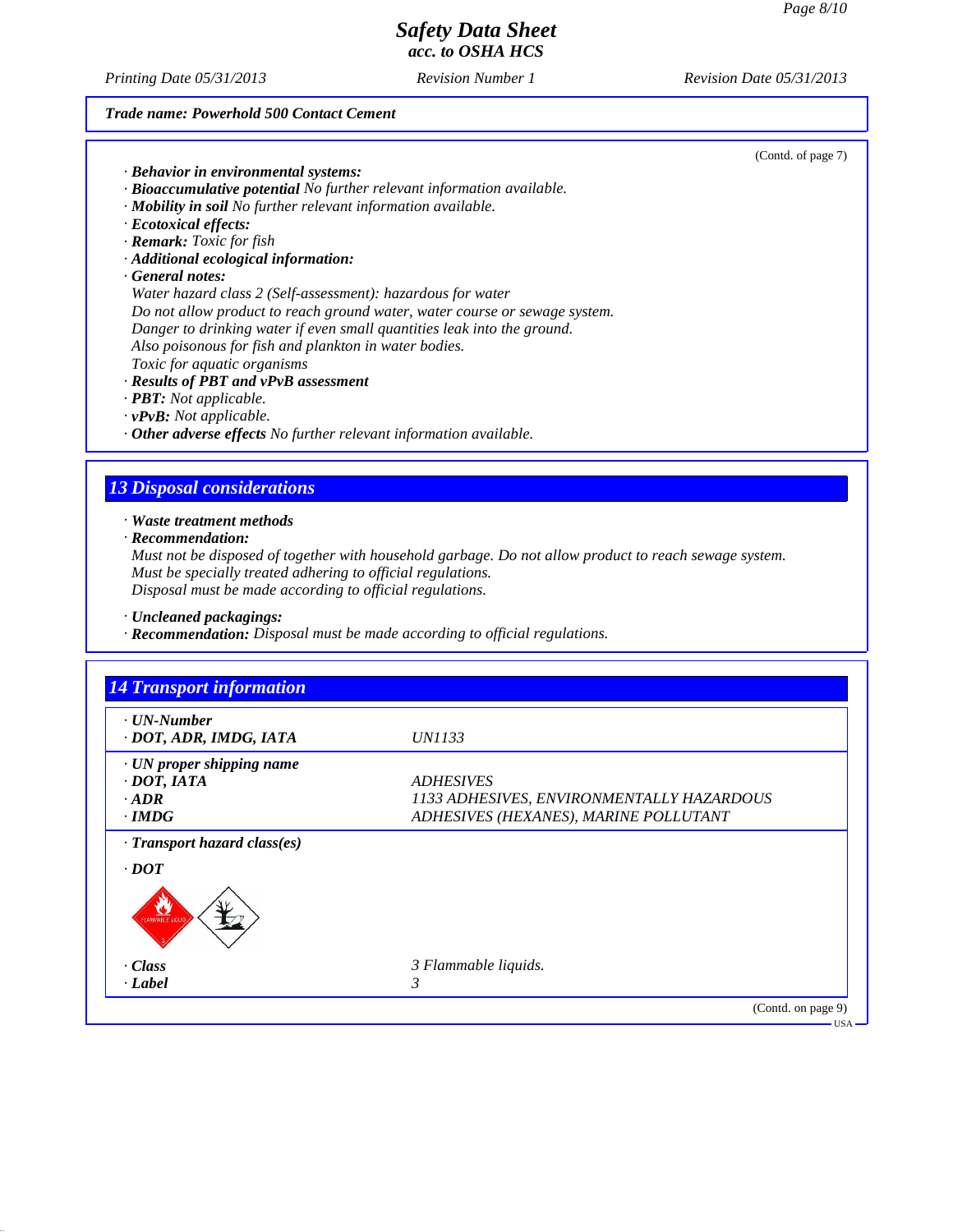*Trade name: Powerhold 500 Contact Cement*

(Contd. of page 7)

· ***Behavior in environmental systems:***
· ***Bioaccumulative potential*** *No further relevant information available.*
· ***Mobility in soil*** *No further relevant information available.*
· ***Ecotoxical effects:***
· ***Remark:*** *Toxic for fish*
· ***Additional ecological information:***
· ***General notes:***
*Water hazard class 2 (Self-assessment): hazardous for water*
*Do not allow product to reach ground water, water course or sewage system.*
*Danger to drinking water if even small quantities leak into the ground.*
*Also poisonous for fish and plankton in water bodies.*
*Toxic for aquatic organisms*
· ***Results of PBT and vPvB assessment***
· ***PBT:*** *Not applicable.*
· ***vPvB:*** *Not applicable.*
· ***Other adverse effects*** *No further relevant information available.*

## 13 Disposal considerations

· ***Waste treatment methods***
· ***Recommendation:***
*Must not be disposed of together with household garbage. Do not allow product to reach sewage system.*
*Must be specially treated adhering to official regulations.*
*Disposal must be made according to official regulations.*

· ***Uncleaned packagings:***
· ***Recommendation:*** *Disposal must be made according to official regulations.*

## 14 Transport information

| | |
|---|---|
| · ***UN-Number*** | |
| · ***DOT, ADR, IMDG, IATA*** | *UN1133* |
| · ***UN proper shipping name*** | |
| · ***DOT, IATA*** | *ADHESIVES* |
| · ***ADR*** | *1133 ADHESIVES, ENVIRONMENTALLY HAZARDOUS* |
| · ***IMDG*** | *ADHESIVES (HEXANES), MARINE POLLUTANT* |
| · ***Transport hazard class(es)*** | |
| · ***DOT*** | |
| · ***Class*** | *3 Flammable liquids.* |
| · ***Label*** | *3* |

(Contd. on page 9)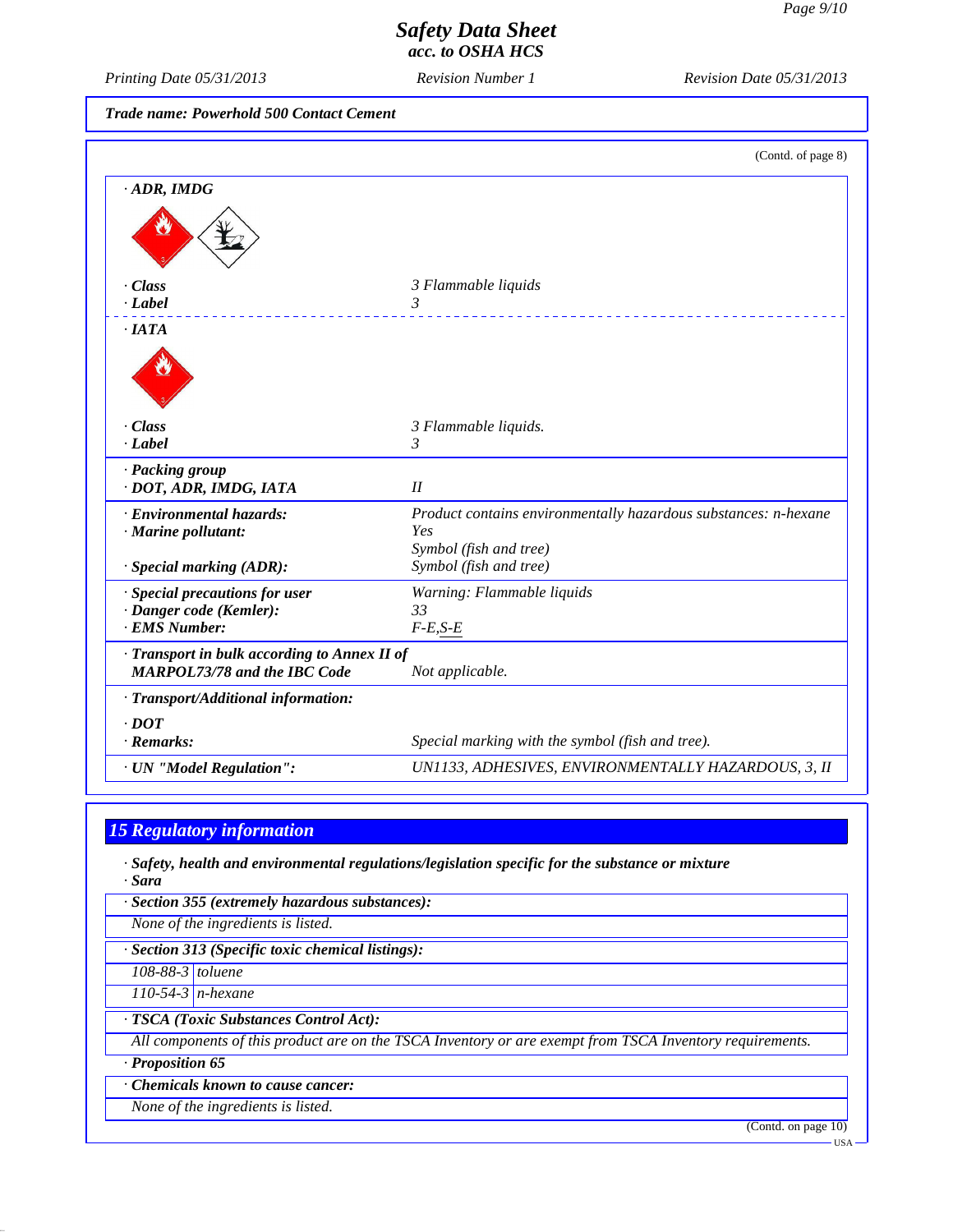Trade name: Powerhold 500 Contact Cement

(Contd. of page 8)

· **ADR, IMDG**

· **Class** 3 Flammable liquids
· **Label** 3

· **IATA**

· **Class** 3 Flammable liquids.
· **Label** 3

· **Packing group**
· **DOT, ADR, IMDG, IATA** II

· **Environmental hazards:** Product contains environmentally hazardous substances: n-hexane
· **Marine pollutant:** Yes
Symbol (fish and tree)
· **Special marking (ADR):** Symbol (fish and tree)

· **Special precautions for user** Warning: Flammable liquids
· **Danger code (Kemler):** 33
· **EMS Number:** F-E,S-E

· **Transport in bulk according to Annex II of MARPOL73/78 and the IBC Code** Not applicable.

· **Transport/Additional information:**

· **DOT**
· **Remarks:** Special marking with the symbol (fish and tree).

· **UN "Model Regulation":** UN1133, ADHESIVES, ENVIRONMENTALLY HAZARDOUS, 3, II

## 15 Regulatory information

· **Safety, health and environmental regulations/legislation specific for the substance or mixture**
· **Sara**

· **Section 355 (extremely hazardous substances):**
None of the ingredients is listed.

· **Section 313 (Specific toxic chemical listings):**

| | |
|---|---|
| 108-88-3 | toluene |
| 110-54-3 | n-hexane |

· **TSCA (Toxic Substances Control Act):**
All components of this product are on the TSCA Inventory or are exempt from TSCA Inventory requirements.

· **Proposition 65**

· **Chemicals known to cause cancer:**
None of the ingredients is listed.

(Contd. on page 10)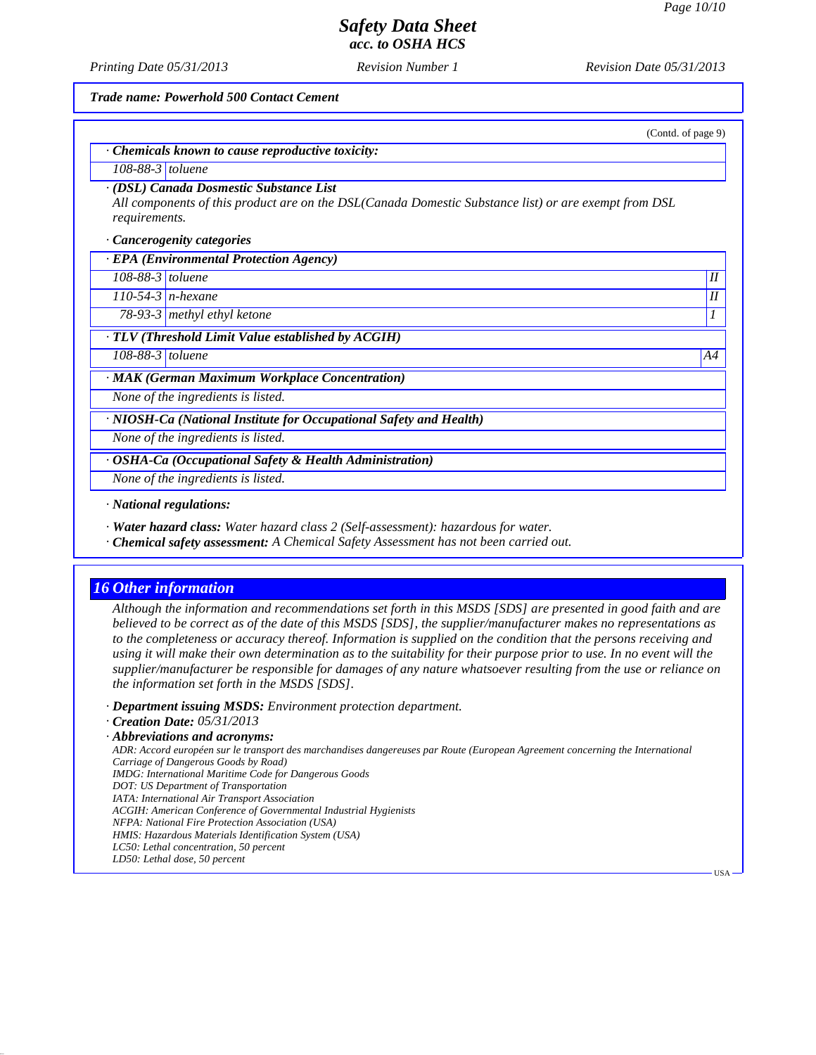**Trade name: Powerhold 500 Contact Cement**

(Contd. of page 9)

· **Chemicals known to cause reproductive toxicity:**

| | |
|---|---|
| 108-88-3 | toluene |

· **(DSL) Canada Dosmestic Substance List**

All components of this product are on the DSL(Canada Domestic Substance list) or are exempt from DSL requirements.

· **Cancerogenity categories**

· **EPA (Environmental Protection Agency)**

| | | |
|---|---|---|
| 108-88-3 | toluene | II |
| 110-54-3 | n-hexane | II |
| 78-93-3 | methyl ethyl ketone | I |

· **TLV (Threshold Limit Value established by ACGIH)**

| | | |
|---|---|---|
| 108-88-3 | toluene | A4 |

· **MAK (German Maximum Workplace Concentration)**

None of the ingredients is listed.

· **NIOSH-Ca (National Institute for Occupational Safety and Health)**

None of the ingredients is listed.

· **OSHA-Ca (Occupational Safety & Health Administration)**

None of the ingredients is listed.

· **National regulations:**

· **Water hazard class:** Water hazard class 2 (Self-assessment): hazardous for water.
· **Chemical safety assessment:** A Chemical Safety Assessment has not been carried out.

## 16 Other information

Although the information and recommendations set forth in this MSDS [SDS] are presented in good faith and are believed to be correct as of the date of this MSDS [SDS], the supplier/manufacturer makes no representations as to the completeness or accuracy thereof. Information is supplied on the condition that the persons receiving and using it will make their own determination as to the suitability for their purpose prior to use. In no event will the supplier/manufacturer be responsible for damages of any nature whatsoever resulting from the use or reliance on the information set forth in the MSDS [SDS].

· **Department issuing MSDS:** Environment protection department.
· **Creation Date:** 05/31/2013
· **Abbreviations and acronyms:**

ADR: Accord européen sur le transport des marchandises dangereuses par Route (European Agreement concerning the International Carriage of Dangerous Goods by Road)
IMDG: International Maritime Code for Dangerous Goods
DOT: US Department of Transportation
IATA: International Air Transport Association
ACGIH: American Conference of Governmental Industrial Hygienists
NFPA: National Fire Protection Association (USA)
HMIS: Hazardous Materials Identification System (USA)
LC50: Lethal concentration, 50 percent
LD50: Lethal dose, 50 percent